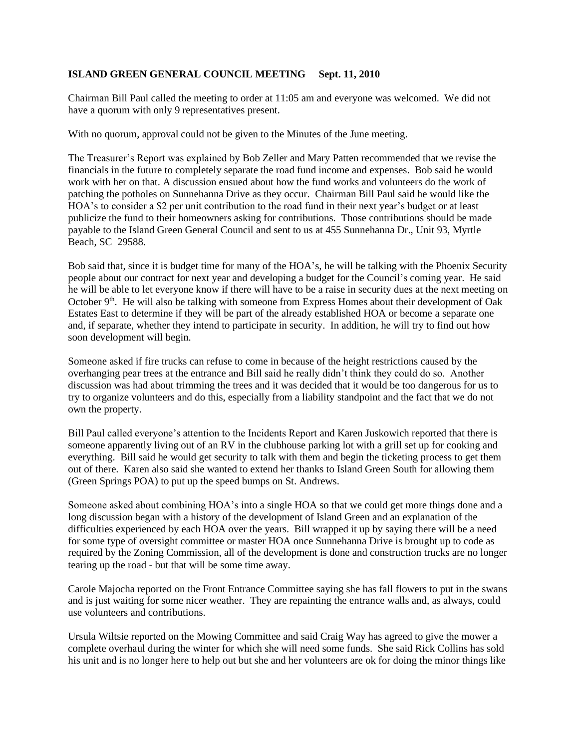**ISLAND GREEN GENERAL COUNCIL MEETING Sept. 11, 2010**

Chairman Bill Paul called the meeting to order at 11:05 am and everyone was welcomed. We did not have a quorum with only 9 representatives present.

With no quorum, approval could not be given to the Minutes of the June meeting.

The Treasurer's Report was explained by Bob Zeller and Mary Patten recommended that we revise the financials in the future to completely separate the road fund income and expenses. Bob said he would work with her on that. A discussion ensued about how the fund works and volunteers do the work of patching the potholes on Sunnehanna Drive as they occur. Chairman Bill Paul said he would like the HOA's to consider a $2 per unit contribution to the road fund in their next year's budget or at least publicize the fund to their homeowners asking for contributions. Those contributions should be made payable to the Island Green General Council and sent to us at 455 Sunnehanna Dr., Unit 93, Myrtle Beach, SC 29588.

Bob said that, since it is budget time for many of the HOA's, he will be talking with the Phoenix Security people about our contract for next year and developing a budget for the Council's coming year. He said he will be able to let everyone know if there will have to be a raise in security dues at the next meeting on October 9th. He will also be talking with someone from Express Homes about their development of Oak Estates East to determine if they will be part of the already established HOA or become a separate one and, if separate, whether they intend to participate in security. In addition, he will try to find out how soon development will begin.

Someone asked if fire trucks can refuse to come in because of the height restrictions caused by the overhanging pear trees at the entrance and Bill said he really didn't think they could do so. Another discussion was had about trimming the trees and it was decided that it would be too dangerous for us to try to organize volunteers and do this, especially from a liability standpoint and the fact that we do not own the property.

Bill Paul called everyone's attention to the Incidents Report and Karen Juskowich reported that there is someone apparently living out of an RV in the clubhouse parking lot with a grill set up for cooking and everything. Bill said he would get security to talk with them and begin the ticketing process to get them out of there. Karen also said she wanted to extend her thanks to Island Green South for allowing them (Green Springs POA) to put up the speed bumps on St. Andrews.

Someone asked about combining HOA's into a single HOA so that we could get more things done and a long discussion began with a history of the development of Island Green and an explanation of the difficulties experienced by each HOA over the years. Bill wrapped it up by saying there will be a need for some type of oversight committee or master HOA once Sunnehanna Drive is brought up to code as required by the Zoning Commission, all of the development is done and construction trucks are no longer tearing up the road - but that will be some time away.

Carole Majocha reported on the Front Entrance Committee saying she has fall flowers to put in the swans and is just waiting for some nicer weather. They are repainting the entrance walls and, as always, could use volunteers and contributions.

Ursula Wiltsie reported on the Mowing Committee and said Craig Way has agreed to give the mower a complete overhaul during the winter for which she will need some funds. She said Rick Collins has sold his unit and is no longer here to help out but she and her volunteers are ok for doing the minor things like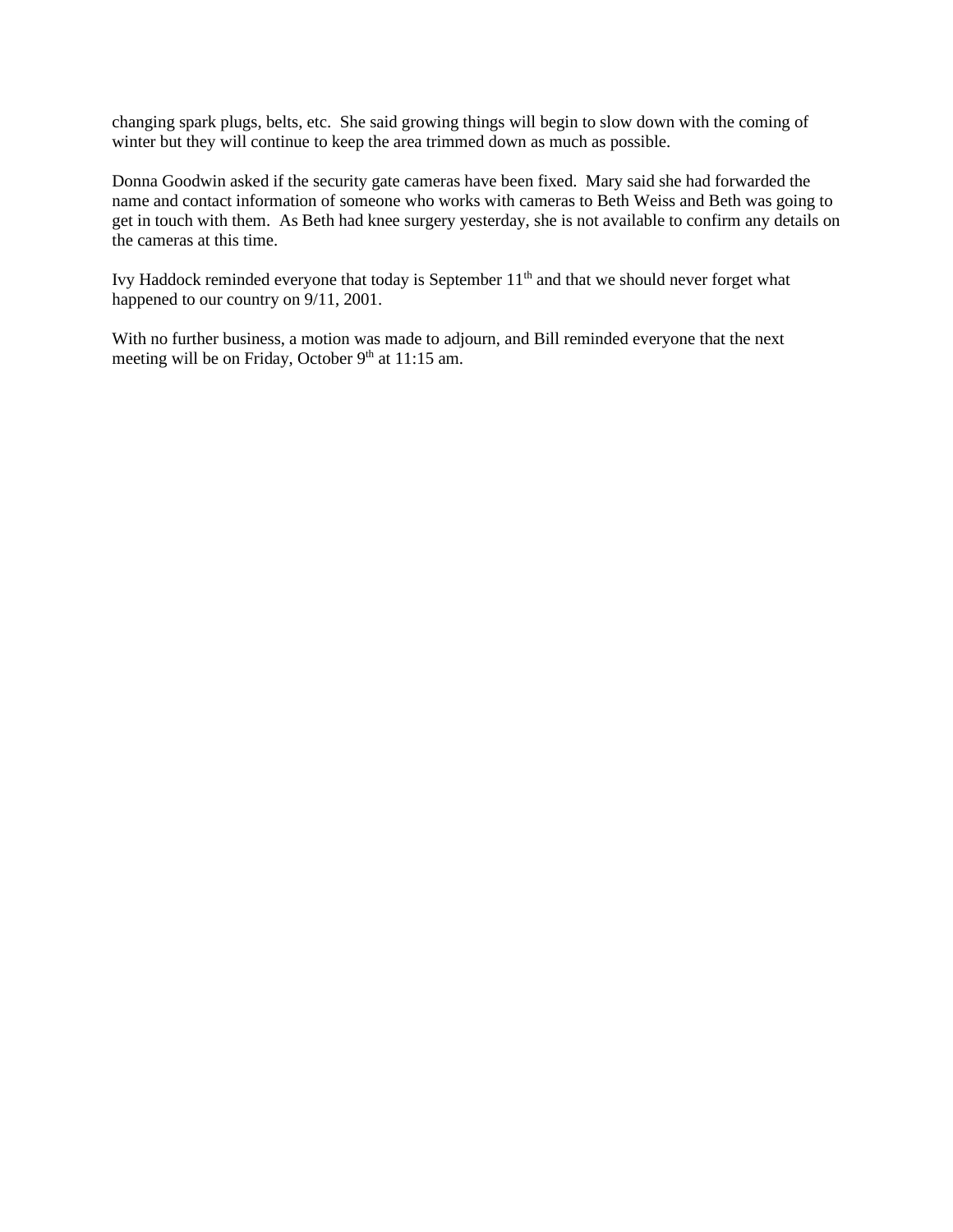changing spark plugs, belts, etc. She said growing things will begin to slow down with the coming of winter but they will continue to keep the area trimmed down as much as possible.

Donna Goodwin asked if the security gate cameras have been fixed. Mary said she had forwarded the name and contact information of someone who works with cameras to Beth Weiss and Beth was going to get in touch with them. As Beth had knee surgery yesterday, she is not available to confirm any details on the cameras at this time.

Ivy Haddock reminded everyone that today is September 11th and that we should never forget what happened to our country on 9/11, 2001.

With no further business, a motion was made to adjourn, and Bill reminded everyone that the next meeting will be on Friday, October 9th at 11:15 am.